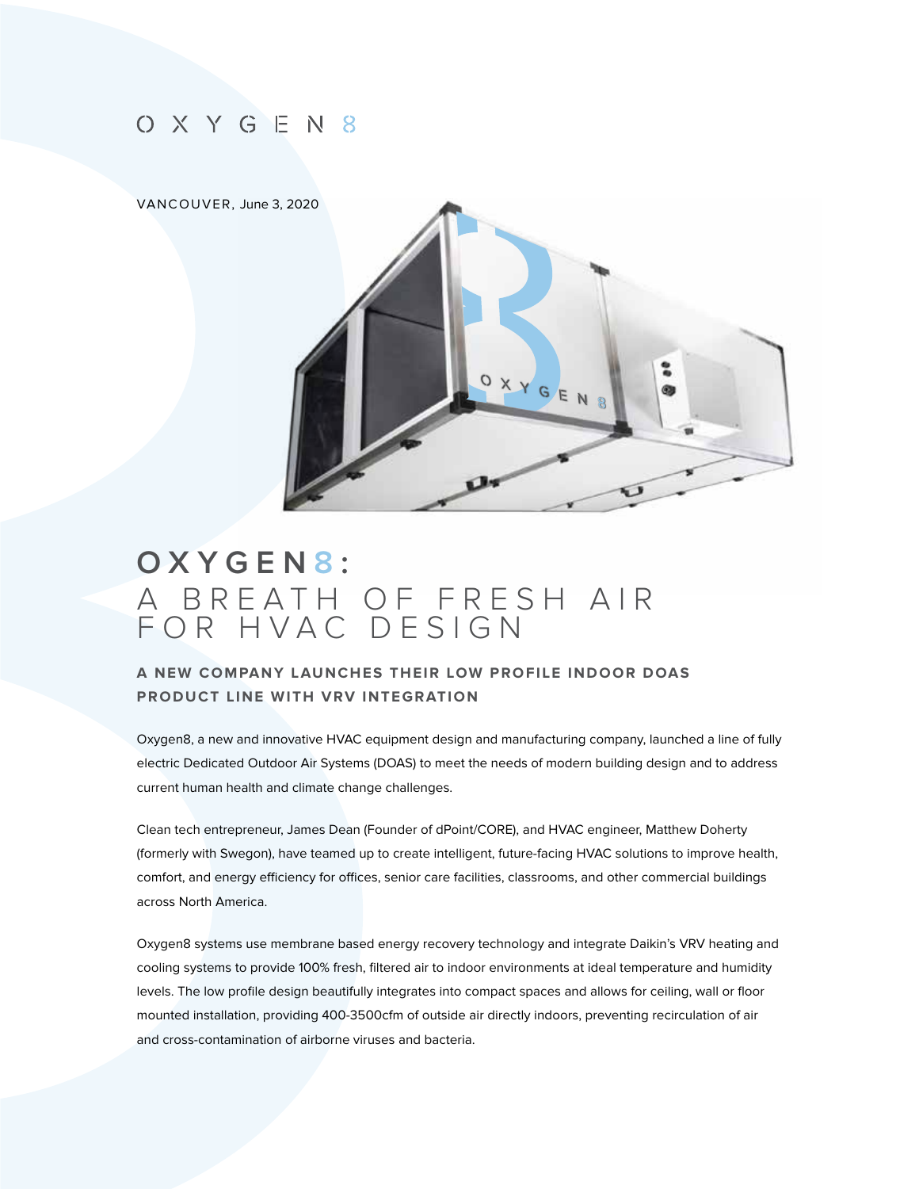OXYGEN8

VANCOUVER, June 3, 2020

# OXYGEN8:
# A BREATH OF FRESH AIR FOR HVAC DESIGN

### A NEW COMPANY LAUNCHES THEIR LOW PROFILE INDOOR DOAS PRODUCT LINE WITH VRV INTEGRATION

Oxygen8, a new and innovative HVAC equipment design and manufacturing company, launched a line of fully electric Dedicated Outdoor Air Systems (DOAS) to meet the needs of modern building design and to address current human health and climate change challenges.

Clean tech entrepreneur, James Dean (Founder of dPoint/CORE), and HVAC engineer, Matthew Doherty (formerly with Swegon), have teamed up to create intelligent, future-facing HVAC solutions to improve health, comfort, and energy efficiency for offices, senior care facilities, classrooms, and other commercial buildings across North America.

Oxygen8 systems use membrane based energy recovery technology and integrate Daikin's VRV heating and cooling systems to provide 100% fresh, filtered air to indoor environments at ideal temperature and humidity levels. The low profile design beautifully integrates into compact spaces and allows for ceiling, wall or floor mounted installation, providing 400-3500cfm of outside air directly indoors, preventing recirculation of air and cross-contamination of airborne viruses and bacteria.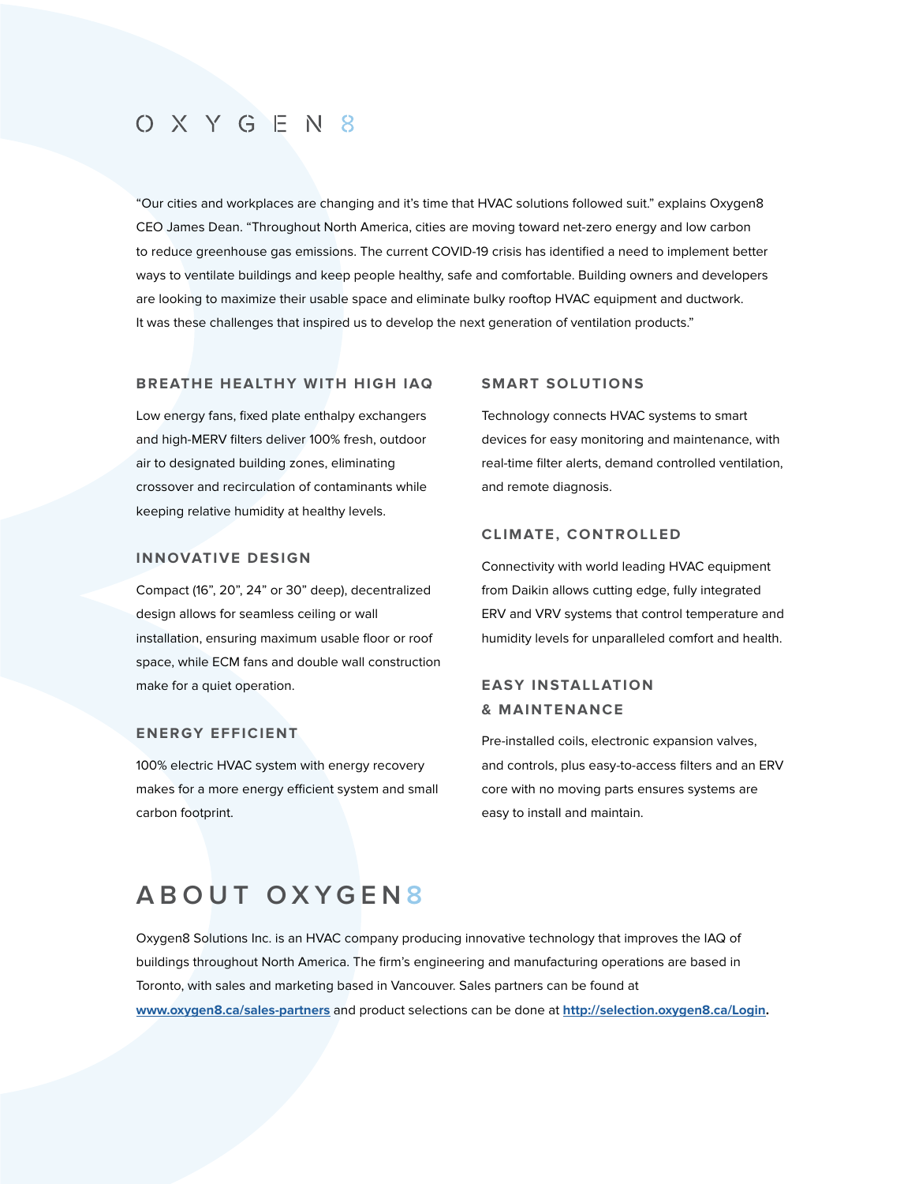OXYGEN8

"Our cities and workplaces are changing and it's time that HVAC solutions followed suit." explains Oxygen8 CEO James Dean. "Throughout North America, cities are moving toward net-zero energy and low carbon to reduce greenhouse gas emissions. The current COVID-19 crisis has identified a need to implement better ways to ventilate buildings and keep people healthy, safe and comfortable. Building owners and developers are looking to maximize their usable space and eliminate bulky rooftop HVAC equipment and ductwork. It was these challenges that inspired us to develop the next generation of ventilation products."

### BREATHE HEALTHY WITH HIGH IAQ

Low energy fans, fixed plate enthalpy exchangers and high-MERV filters deliver 100% fresh, outdoor air to designated building zones, eliminating crossover and recirculation of contaminants while keeping relative humidity at healthy levels.

### INNOVATIVE DESIGN

Compact (16", 20", 24" or 30" deep), decentralized design allows for seamless ceiling or wall installation, ensuring maximum usable floor or roof space, while ECM fans and double wall construction make for a quiet operation.

### ENERGY EFFICIENT

100% electric HVAC system with energy recovery makes for a more energy efficient system and small carbon footprint.

### SMART SOLUTIONS

Technology connects HVAC systems to smart devices for easy monitoring and maintenance, with real-time filter alerts, demand controlled ventilation, and remote diagnosis.

### CLIMATE, CONTROLLED

Connectivity with world leading HVAC equipment from Daikin allows cutting edge, fully integrated ERV and VRV systems that control temperature and humidity levels for unparalleled comfort and health.

### EASY INSTALLATION & MAINTENANCE

Pre-installed coils, electronic expansion valves, and controls, plus easy-to-access filters and an ERV core with no moving parts ensures systems are easy to install and maintain.

## ABOUT OXYGEN8

Oxygen8 Solutions Inc. is an HVAC company producing innovative technology that improves the IAQ of buildings throughout North America. The firm's engineering and manufacturing operations are based in Toronto, with sales and marketing based in Vancouver. Sales partners can be found at **www.oxygen8.ca/sales-partners** and product selections can be done at **http://selection.oxygen8.ca/Login.**